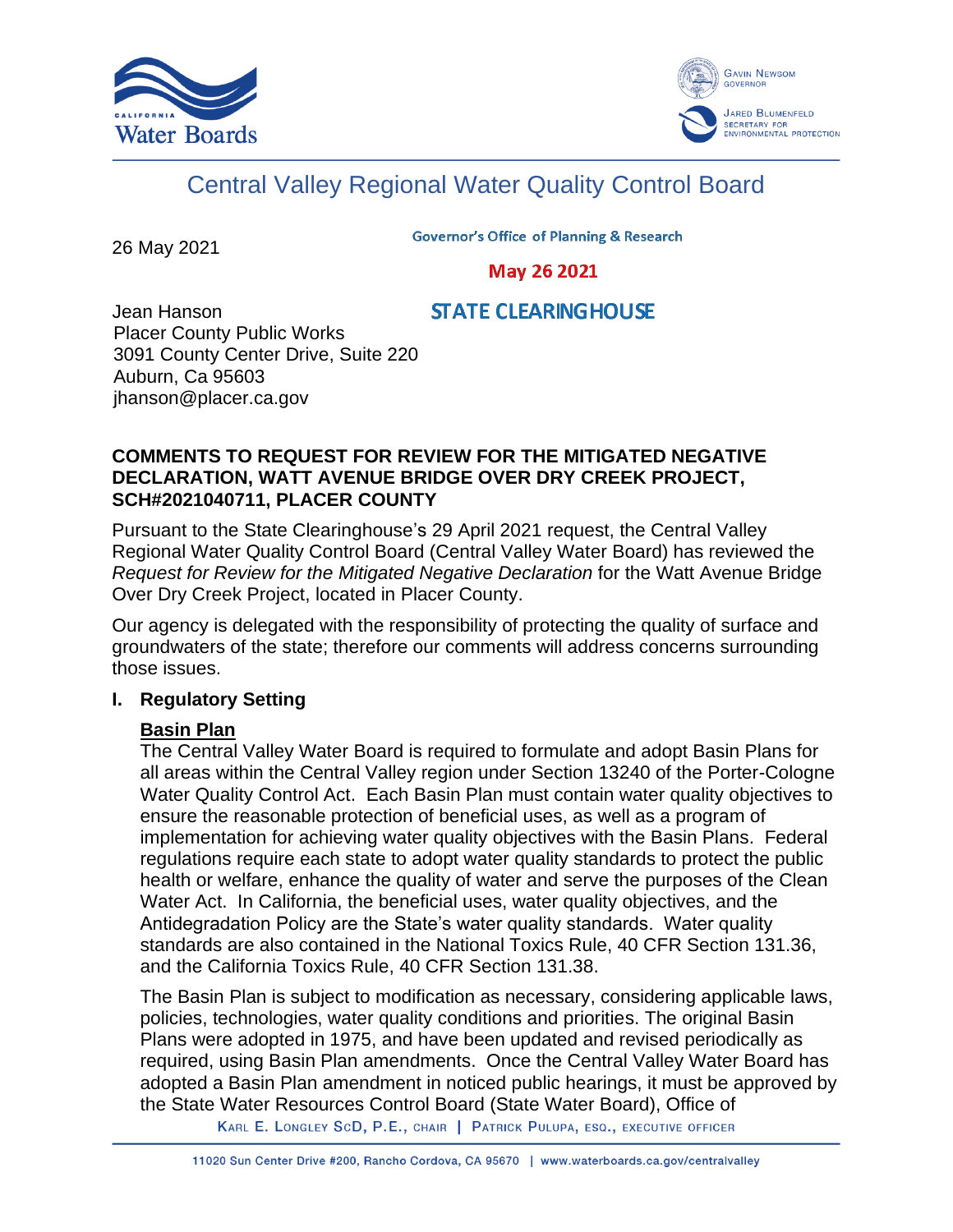# Central Valley Regional Water Quality Control Board

26 May 2021

Governor's Office of Planning & Research

May 26 2021

STATE CLEARINGHOUSE

Jean Hanson
Placer County Public Works
3091 County Center Drive, Suite 220
Auburn, Ca 95603
jhanson@placer.ca.gov

**COMMENTS TO REQUEST FOR REVIEW FOR THE MITIGATED NEGATIVE DECLARATION, WATT AVENUE BRIDGE OVER DRY CREEK PROJECT, SCH#2021040711, PLACER COUNTY**

Pursuant to the State Clearinghouse's 29 April 2021 request, the Central Valley Regional Water Quality Control Board (Central Valley Water Board) has reviewed the *Request for Review for the Mitigated Negative Declaration* for the Watt Avenue Bridge Over Dry Creek Project, located in Placer County.

Our agency is delegated with the responsibility of protecting the quality of surface and groundwaters of the state; therefore our comments will address concerns surrounding those issues.

## I. Regulatory Setting

**Basin Plan**

The Central Valley Water Board is required to formulate and adopt Basin Plans for all areas within the Central Valley region under Section 13240 of the Porter-Cologne Water Quality Control Act. Each Basin Plan must contain water quality objectives to ensure the reasonable protection of beneficial uses, as well as a program of implementation for achieving water quality objectives with the Basin Plans. Federal regulations require each state to adopt water quality standards to protect the public health or welfare, enhance the quality of water and serve the purposes of the Clean Water Act. In California, the beneficial uses, water quality objectives, and the Antidegradation Policy are the State's water quality standards. Water quality standards are also contained in the National Toxics Rule, 40 CFR Section 131.36, and the California Toxics Rule, 40 CFR Section 131.38.

The Basin Plan is subject to modification as necessary, considering applicable laws, policies, technologies, water quality conditions and priorities. The original Basin Plans were adopted in 1975, and have been updated and revised periodically as required, using Basin Plan amendments. Once the Central Valley Water Board has adopted a Basin Plan amendment in noticed public hearings, it must be approved by the State Water Resources Control Board (State Water Board), Office of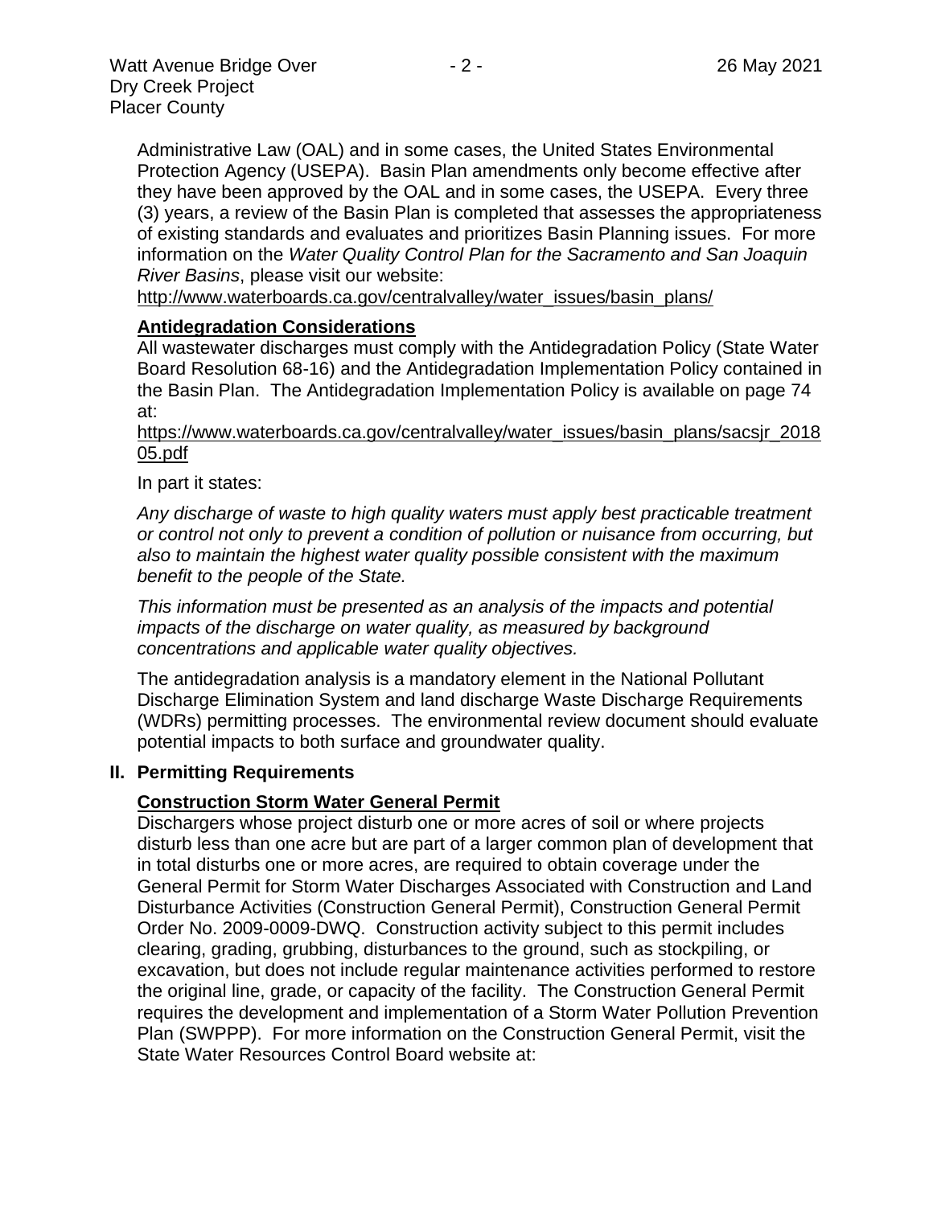Administrative Law (OAL) and in some cases, the United States Environmental Protection Agency (USEPA). Basin Plan amendments only become effective after they have been approved by the OAL and in some cases, the USEPA. Every three (3) years, a review of the Basin Plan is completed that assesses the appropriateness of existing standards and evaluates and prioritizes Basin Planning issues. For more information on the *Water Quality Control Plan for the Sacramento and San Joaquin River Basins*, please visit our website:

http://www.waterboards.ca.gov/centralvalley/water_issues/basin_plans/

**Antidegradation Considerations**

All wastewater discharges must comply with the Antidegradation Policy (State Water Board Resolution 68-16) and the Antidegradation Implementation Policy contained in the Basin Plan. The Antidegradation Implementation Policy is available on page 74 at:

https://www.waterboards.ca.gov/centralvalley/water_issues/basin_plans/sacsjr_201805.pdf

In part it states:

*Any discharge of waste to high quality waters must apply best practicable treatment or control not only to prevent a condition of pollution or nuisance from occurring, but also to maintain the highest water quality possible consistent with the maximum benefit to the people of the State.*

*This information must be presented as an analysis of the impacts and potential impacts of the discharge on water quality, as measured by background concentrations and applicable water quality objectives.*

The antidegradation analysis is a mandatory element in the National Pollutant Discharge Elimination System and land discharge Waste Discharge Requirements (WDRs) permitting processes. The environmental review document should evaluate potential impacts to both surface and groundwater quality.

## II. Permitting Requirements

**Construction Storm Water General Permit**

Dischargers whose project disturb one or more acres of soil or where projects disturb less than one acre but are part of a larger common plan of development that in total disturbs one or more acres, are required to obtain coverage under the General Permit for Storm Water Discharges Associated with Construction and Land Disturbance Activities (Construction General Permit), Construction General Permit Order No. 2009-0009-DWQ. Construction activity subject to this permit includes clearing, grading, grubbing, disturbances to the ground, such as stockpiling, or excavation, but does not include regular maintenance activities performed to restore the original line, grade, or capacity of the facility. The Construction General Permit requires the development and implementation of a Storm Water Pollution Prevention Plan (SWPPP). For more information on the Construction General Permit, visit the State Water Resources Control Board website at: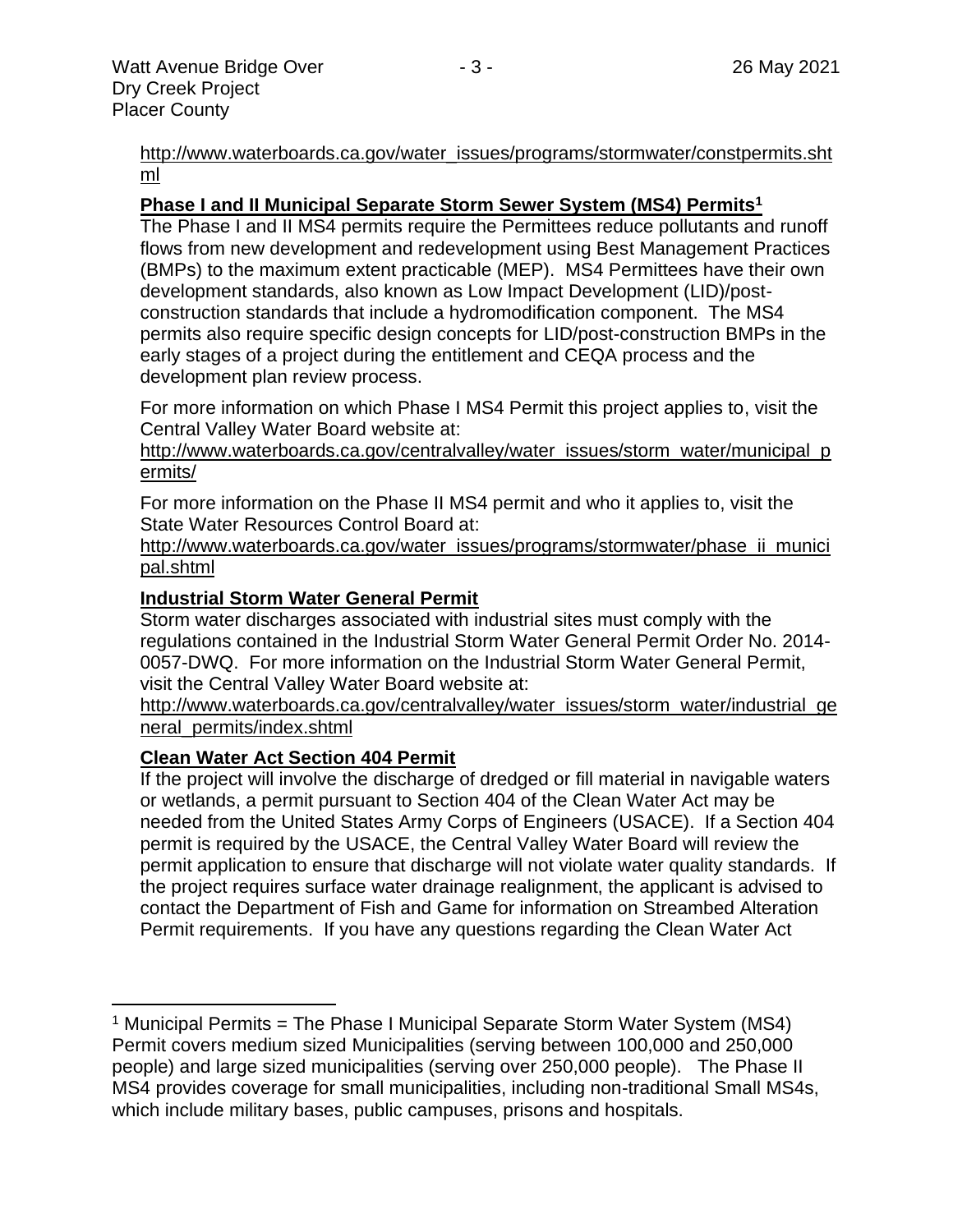http://www.waterboards.ca.gov/water_issues/programs/stormwater/constpermits.shtml

**Phase I and II Municipal Separate Storm Sewer System (MS4) Permits[1]**

The Phase I and II MS4 permits require the Permittees reduce pollutants and runoff flows from new development and redevelopment using Best Management Practices (BMPs) to the maximum extent practicable (MEP). MS4 Permittees have their own development standards, also known as Low Impact Development (LID)/post-construction standards that include a hydromodification component. The MS4 permits also require specific design concepts for LID/post-construction BMPs in the early stages of a project during the entitlement and CEQA process and the development plan review process.

For more information on which Phase I MS4 Permit this project applies to, visit the Central Valley Water Board website at:
http://www.waterboards.ca.gov/centralvalley/water_issues/storm_water/municipal_permits/

For more information on the Phase II MS4 permit and who it applies to, visit the State Water Resources Control Board at:
http://www.waterboards.ca.gov/water_issues/programs/stormwater/phase_ii_municipal.shtml

**Industrial Storm Water General Permit**

Storm water discharges associated with industrial sites must comply with the regulations contained in the Industrial Storm Water General Permit Order No. 2014-0057-DWQ. For more information on the Industrial Storm Water General Permit, visit the Central Valley Water Board website at:
http://www.waterboards.ca.gov/centralvalley/water_issues/storm_water/industrial_general_permits/index.shtml

**Clean Water Act Section 404 Permit**

If the project will involve the discharge of dredged or fill material in navigable waters or wetlands, a permit pursuant to Section 404 of the Clean Water Act may be needed from the United States Army Corps of Engineers (USACE). If a Section 404 permit is required by the USACE, the Central Valley Water Board will review the permit application to ensure that discharge will not violate water quality standards. If the project requires surface water drainage realignment, the applicant is advised to contact the Department of Fish and Game for information on Streambed Alteration Permit requirements. If you have any questions regarding the Clean Water Act

---

[1] Municipal Permits = The Phase I Municipal Separate Storm Water System (MS4) Permit covers medium sized Municipalities (serving between 100,000 and 250,000 people) and large sized municipalities (serving over 250,000 people). The Phase II MS4 provides coverage for small municipalities, including non-traditional Small MS4s, which include military bases, public campuses, prisons and hospitals.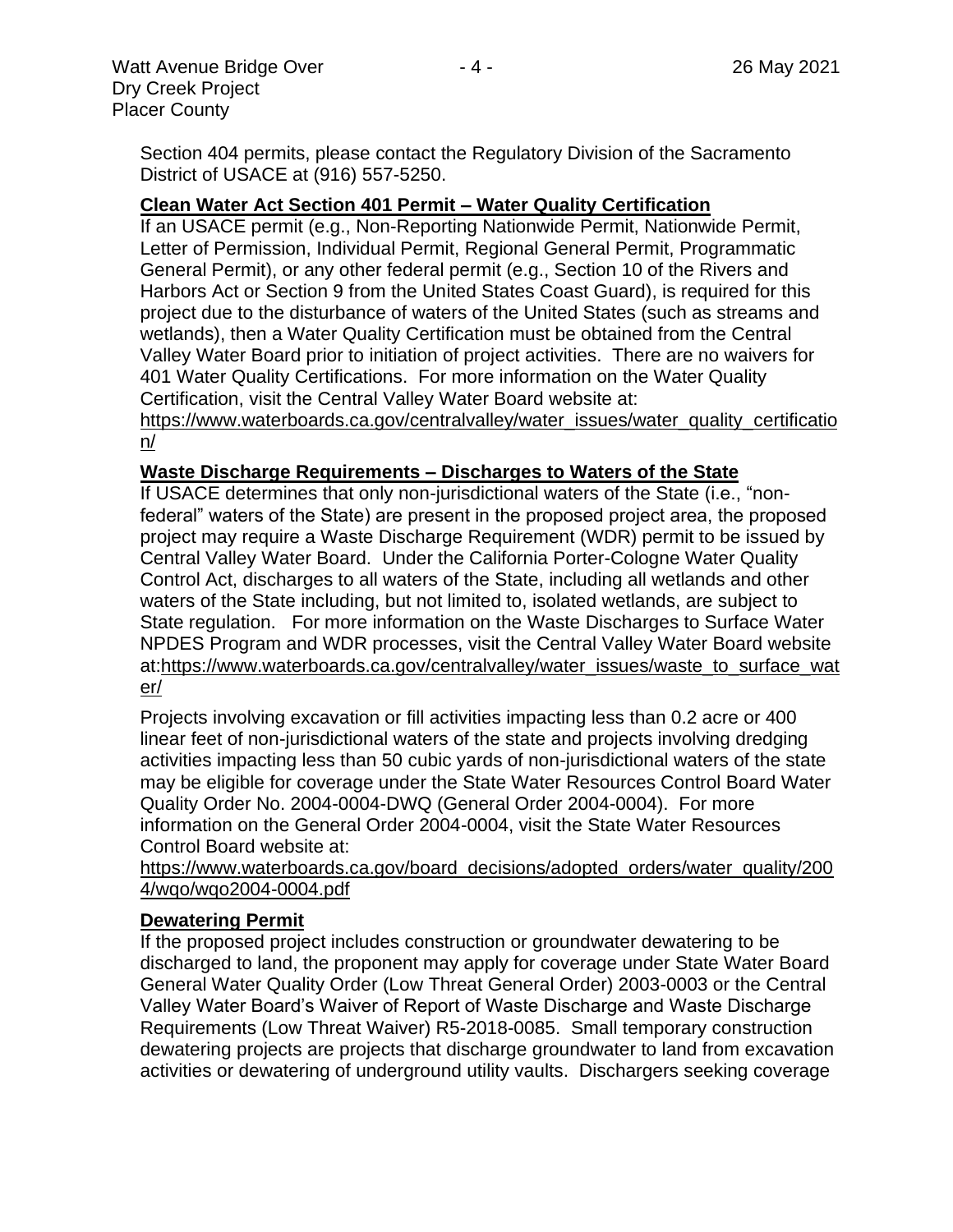Section 404 permits, please contact the Regulatory Division of the Sacramento District of USACE at (916) 557-5250.

## **Clean Water Act Section 401 Permit – Water Quality Certification**

If an USACE permit (e.g., Non-Reporting Nationwide Permit, Nationwide Permit, Letter of Permission, Individual Permit, Regional General Permit, Programmatic General Permit), or any other federal permit (e.g., Section 10 of the Rivers and Harbors Act or Section 9 from the United States Coast Guard), is required for this project due to the disturbance of waters of the United States (such as streams and wetlands), then a Water Quality Certification must be obtained from the Central Valley Water Board prior to initiation of project activities. There are no waivers for 401 Water Quality Certifications. For more information on the Water Quality Certification, visit the Central Valley Water Board website at: https://www.waterboards.ca.gov/centralvalley/water_issues/water_quality_certification/

## **Waste Discharge Requirements – Discharges to Waters of the State**

If USACE determines that only non-jurisdictional waters of the State (i.e., "non-federal" waters of the State) are present in the proposed project area, the proposed project may require a Waste Discharge Requirement (WDR) permit to be issued by Central Valley Water Board. Under the California Porter-Cologne Water Quality Control Act, discharges to all waters of the State, including all wetlands and other waters of the State including, but not limited to, isolated wetlands, are subject to State regulation. For more information on the Waste Discharges to Surface Water NPDES Program and WDR processes, visit the Central Valley Water Board website at:https://www.waterboards.ca.gov/centralvalley/water_issues/waste_to_surface_water/

Projects involving excavation or fill activities impacting less than 0.2 acre or 400 linear feet of non-jurisdictional waters of the state and projects involving dredging activities impacting less than 50 cubic yards of non-jurisdictional waters of the state may be eligible for coverage under the State Water Resources Control Board Water Quality Order No. 2004-0004-DWQ (General Order 2004-0004). For more information on the General Order 2004-0004, visit the State Water Resources Control Board website at:

https://www.waterboards.ca.gov/board_decisions/adopted_orders/water_quality/2004/wqo/wqo2004-0004.pdf

## **Dewatering Permit**

If the proposed project includes construction or groundwater dewatering to be discharged to land, the proponent may apply for coverage under State Water Board General Water Quality Order (Low Threat General Order) 2003-0003 or the Central Valley Water Board's Waiver of Report of Waste Discharge and Waste Discharge Requirements (Low Threat Waiver) R5-2018-0085. Small temporary construction dewatering projects are projects that discharge groundwater to land from excavation activities or dewatering of underground utility vaults. Dischargers seeking coverage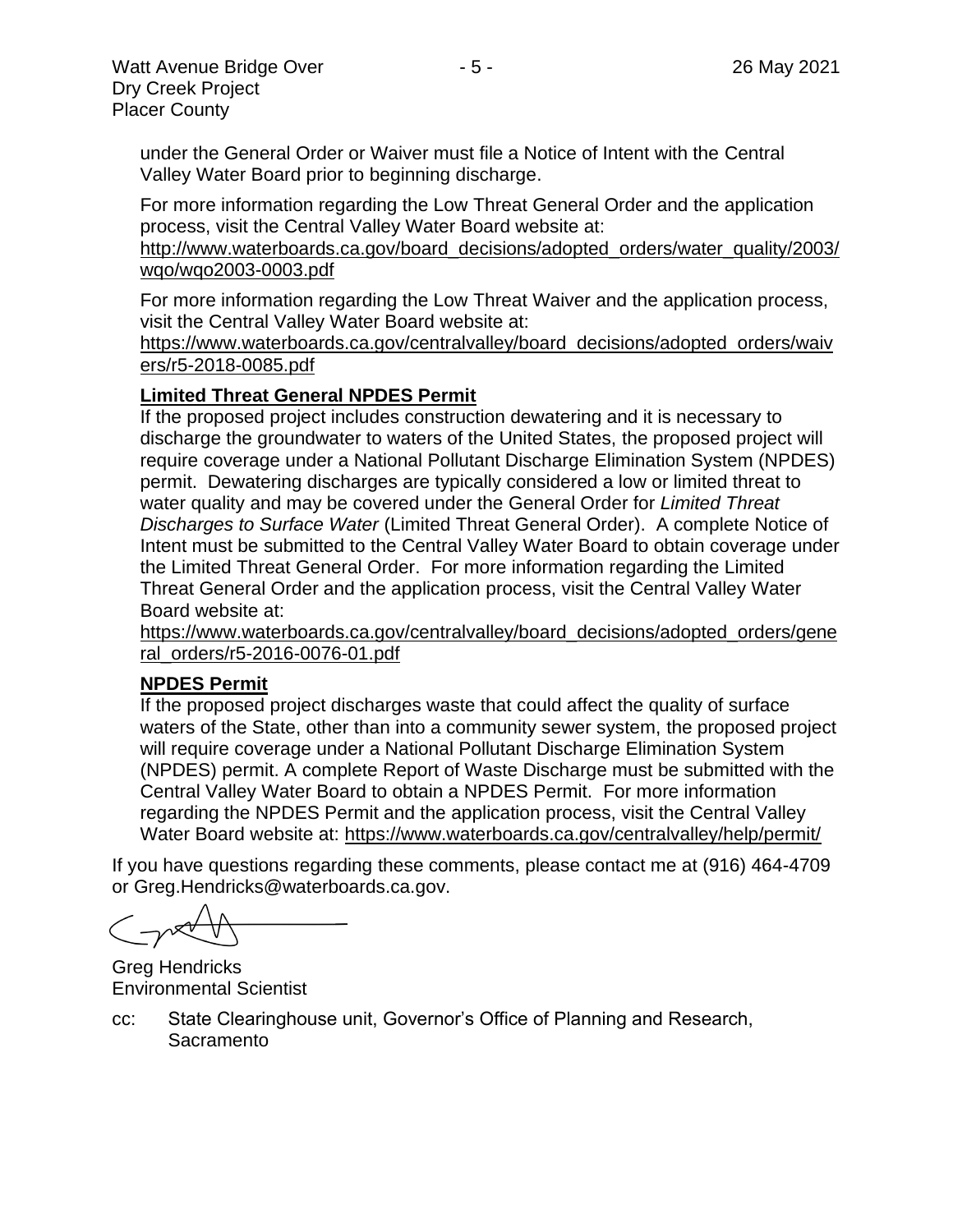under the General Order or Waiver must file a Notice of Intent with the Central Valley Water Board prior to beginning discharge.

For more information regarding the Low Threat General Order and the application process, visit the Central Valley Water Board website at: http://www.waterboards.ca.gov/board_decisions/adopted_orders/water_quality/2003/wqo/wqo2003-0003.pdf

For more information regarding the Low Threat Waiver and the application process, visit the Central Valley Water Board website at: https://www.waterboards.ca.gov/centralvalley/board_decisions/adopted_orders/waivers/r5-2018-0085.pdf

**Limited Threat General NPDES Permit**

If the proposed project includes construction dewatering and it is necessary to discharge the groundwater to waters of the United States, the proposed project will require coverage under a National Pollutant Discharge Elimination System (NPDES) permit. Dewatering discharges are typically considered a low or limited threat to water quality and may be covered under the General Order for *Limited Threat Discharges to Surface Water* (Limited Threat General Order). A complete Notice of Intent must be submitted to the Central Valley Water Board to obtain coverage under the Limited Threat General Order. For more information regarding the Limited Threat General Order and the application process, visit the Central Valley Water Board website at: https://www.waterboards.ca.gov/centralvalley/board_decisions/adopted_orders/general_orders/r5-2016-0076-01.pdf

**NPDES Permit**

If the proposed project discharges waste that could affect the quality of surface waters of the State, other than into a community sewer system, the proposed project will require coverage under a National Pollutant Discharge Elimination System (NPDES) permit. A complete Report of Waste Discharge must be submitted with the Central Valley Water Board to obtain a NPDES Permit. For more information regarding the NPDES Permit and the application process, visit the Central Valley Water Board website at: https://www.waterboards.ca.gov/centralvalley/help/permit/

If you have questions regarding these comments, please contact me at (916) 464-4709 or Greg.Hendricks@waterboards.ca.gov.

Greg Hendricks
Environmental Scientist

cc: State Clearinghouse unit, Governor's Office of Planning and Research, Sacramento